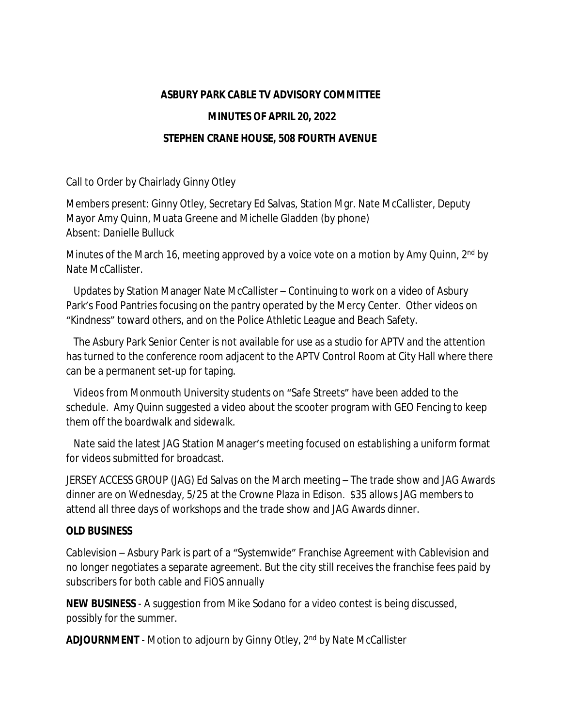# ASBURY PARK CABLE TV ADVISORY COMMITTEE

## MINUTES OF APRIL 20, 2022

## STEPHEN CRANE HOUSE, 508 FOURTH AVENUE

Call to Order by Chairlady Ginny Otley

Members present: Ginny Otley, Secretary Ed Salvas, Station Mgr. Nate McCallister, Deputy Mayor Amy Quinn, Muata Greene and Michelle Gladden (by phone)
Absent: Danielle Bulluck

Minutes of the March 16, meeting approved by a voice vote on a motion by Amy Quinn, 2nd by Nate McCallister.

Updates by Station Manager Nate McCallister – Continuing to work on a video of Asbury Park's Food Pantries focusing on the pantry operated by the Mercy Center. Other videos on "Kindness" toward others, and on the Police Athletic League and Beach Safety.

The Asbury Park Senior Center is not available for use as a studio for APTV and the attention has turned to the conference room adjacent to the APTV Control Room at City Hall where there can be a permanent set-up for taping.

Videos from Monmouth University students on "Safe Streets" have been added to the schedule. Amy Quinn suggested a video about the scooter program with GEO Fencing to keep them off the boardwalk and sidewalk.

Nate said the latest JAG Station Manager's meeting focused on establishing a uniform format for videos submitted for broadcast.

JERSEY ACCESS GROUP (JAG) Ed Salvas on the March meeting – The trade show and JAG Awards dinner are on Wednesday, 5/25 at the Crowne Plaza in Edison. $35 allows JAG members to attend all three days of workshops and the trade show and JAG Awards dinner.

**OLD BUSINESS**

Cablevision – Asbury Park is part of a "Systemwide" Franchise Agreement with Cablevision and no longer negotiates a separate agreement. But the city still receives the franchise fees paid by subscribers for both cable and FiOS annually

**NEW BUSINESS** - A suggestion from Mike Sodano for a video contest is being discussed, possibly for the summer.

**ADJOURNMENT** - Motion to adjourn by Ginny Otley, 2nd by Nate McCallister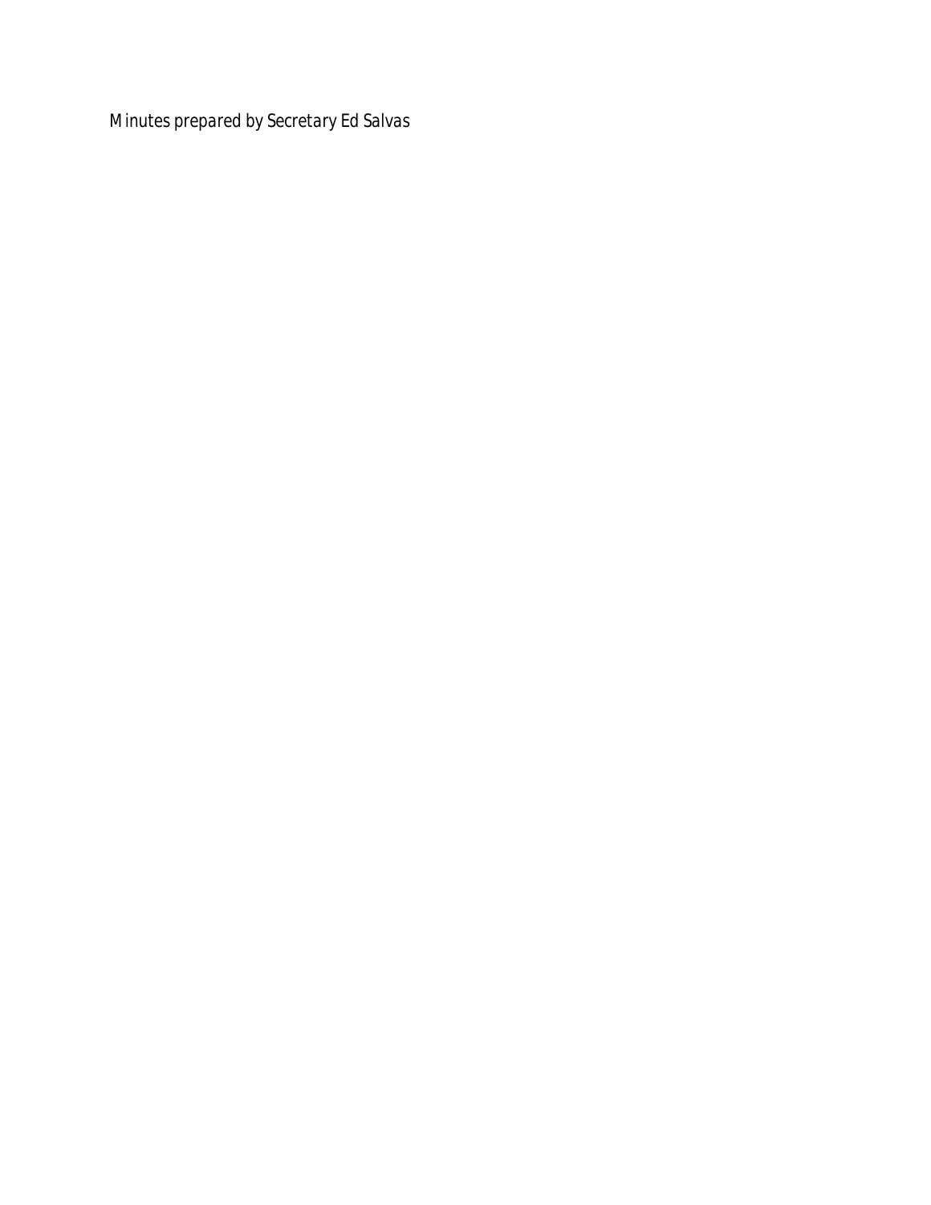*Minutes prepared by Secretary Ed Salvas*